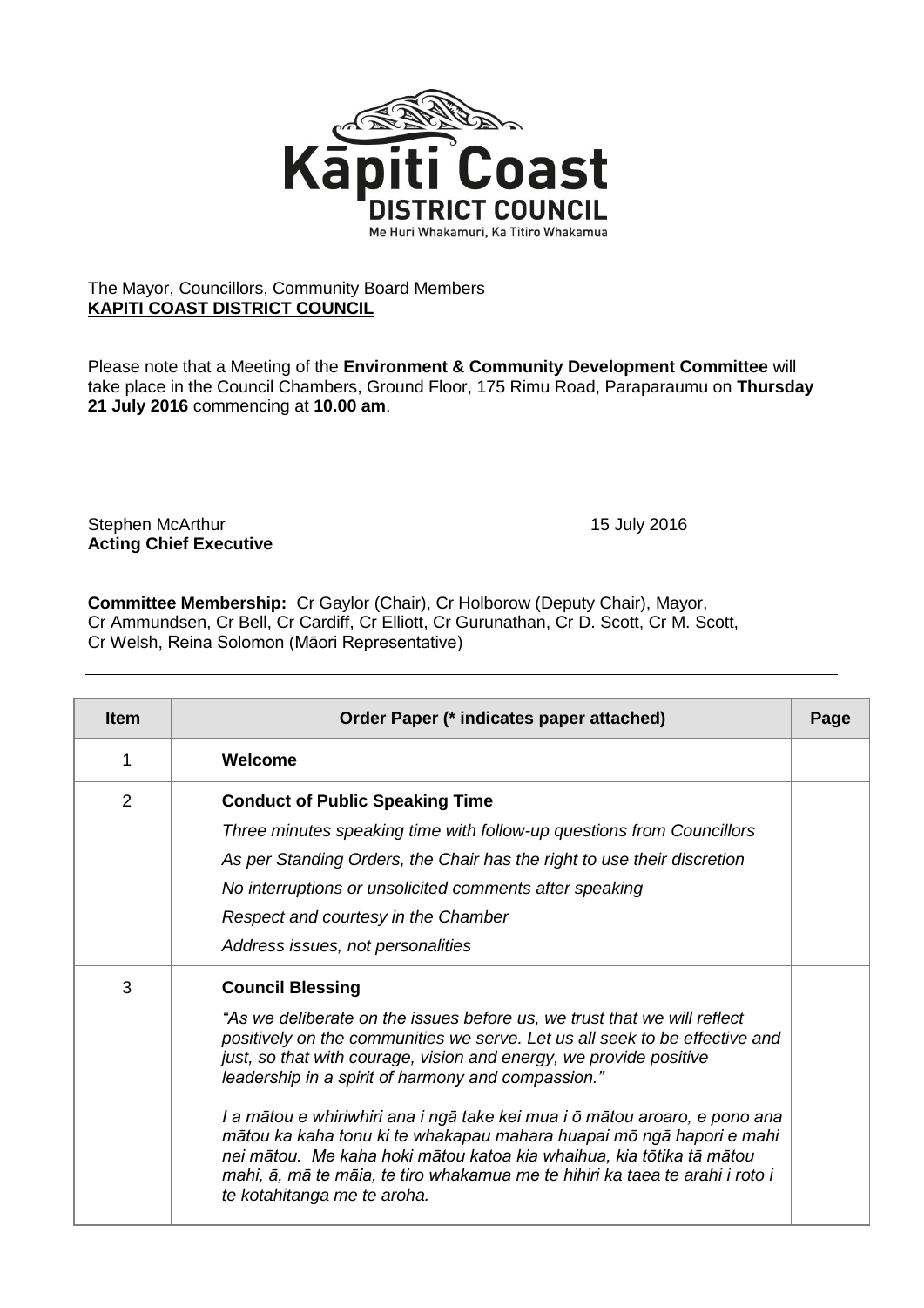Kāpiti Coast
DISTRICT COUNCIL
Me Huri Whakamuri, Ka Titiro Whakamua

The Mayor, Councillors, Community Board Members
**KAPITI COAST DISTRICT COUNCIL**

Please note that a Meeting of the **Environment & Community Development Committee** will take place in the Council Chambers, Ground Floor, 175 Rimu Road, Paraparaumu on **Thursday 21 July 2016** commencing at **10.00 am**.

Stephen McArthur
**Acting Chief Executive**

15 July 2016

**Committee Membership:** Cr Gaylor (Chair), Cr Holborow (Deputy Chair), Mayor, Cr Ammundsen, Cr Bell, Cr Cardiff, Cr Elliott, Cr Gurunathan, Cr D. Scott, Cr M. Scott, Cr Welsh, Reina Solomon (Māori Representative)

| Item | Order Paper (* indicates paper attached) | Page |
|---|---|---|
| 1 | **Welcome** | |
| 2 | **Conduct of Public Speaking Time**<br>*Three minutes speaking time with follow-up questions from Councillors*<br>*As per Standing Orders, the Chair has the right to use their discretion*<br>*No interruptions or unsolicited comments after speaking*<br>*Respect and courtesy in the Chamber*<br>*Address issues, not personalities* | |
| 3 | **Council Blessing**<br>*"As we deliberate on the issues before us, we trust that we will reflect positively on the communities we serve. Let us all seek to be effective and just, so that with courage, vision and energy, we provide positive leadership in a spirit of harmony and compassion."*<br>*I a mātou e whiriwhiri ana i ngā take kei mua i ō mātou aroaro, e pono ana mātou ka kaha tonu ki te whakapau mahara huapai mō ngā hapori e mahi nei mātou. Me kaha hoki mātou katoa kia whaihua, kia tōtika tā mātou mahi, ā, mā te māia, te tiro whakamua me te hihiri ka taea te arahi i roto i te kotahitanga me te aroha.* | |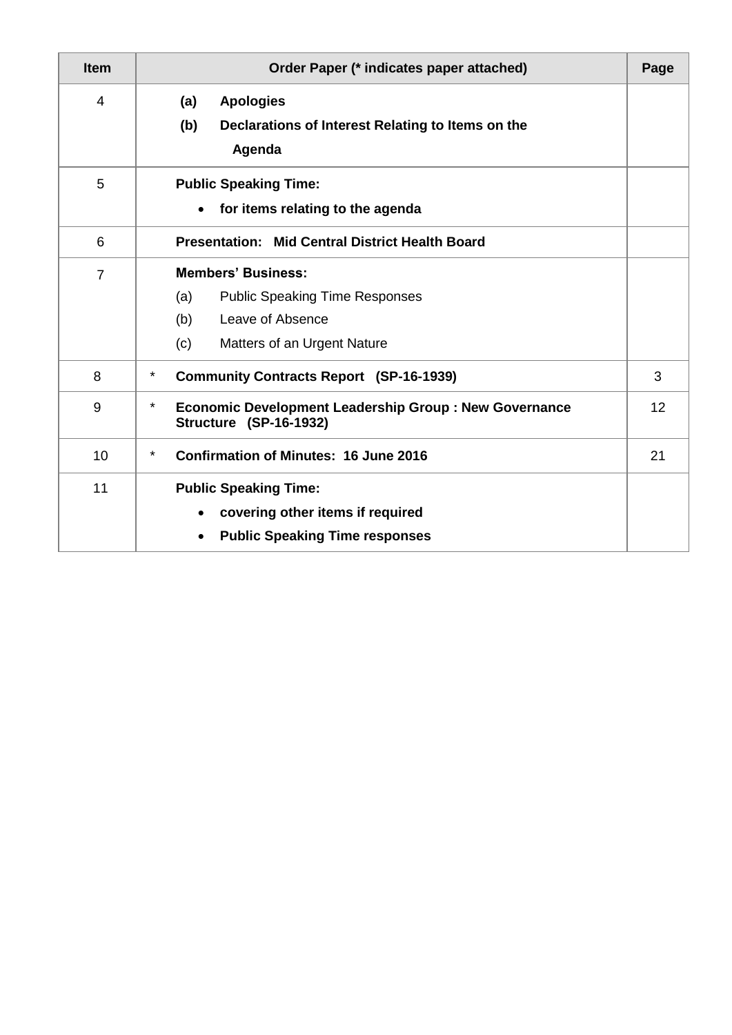| Item | Order Paper (* indicates paper attached) | Page |
|---|---|---|
| 4 | **(a) Apologies**<br>**(b) Declarations of Interest Relating to Items on the Agenda** | |
| 5 | **Public Speaking Time:**<br>• **for items relating to the agenda** | |
| 6 | **Presentation: Mid Central District Health Board** | |
| 7 | **Members' Business:**<br>(a) Public Speaking Time Responses<br>(b) Leave of Absence<br>(c) Matters of an Urgent Nature | |
| 8 | * **Community Contracts Report (SP-16-1939)** | 3 |
| 9 | * **Economic Development Leadership Group : New Governance Structure (SP-16-1932)** | 12 |
| 10 | * **Confirmation of Minutes: 16 June 2016** | 21 |
| 11 | **Public Speaking Time:**<br>• **covering other items if required**<br>• **Public Speaking Time responses** | |